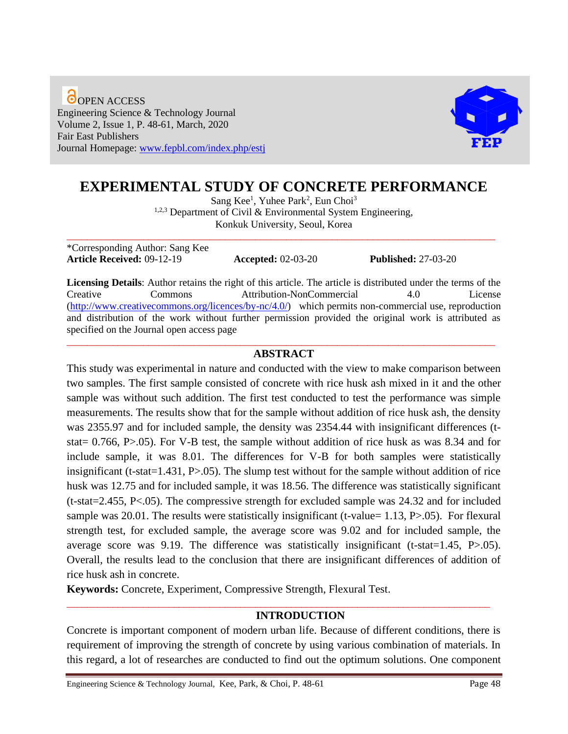OPEN ACCESS
Engineering Science & Technology Journal
Volume 2, Issue 1, P. 48-61, March, 2020
Fair East Publishers
Journal Homepage: www.fepbl.com/index.php/estj

# EXPERIMENTAL STUDY OF CONCRETE PERFORMANCE

Sang Kee[1], Yuhee Park[2], Eun Choi[3]

[1,2,3] Department of Civil & Environmental System Engineering, Konkuk University, Seoul, Korea

*Corresponding Author: Sang Kee

**Article Received:** 09-12-19 **Accepted:** 02-03-20 **Published:** 27-03-20

**Licensing Details**: Author retains the right of this article. The article is distributed under the terms of the Creative Commons Attribution-NonCommercial 4.0 License (http://www.creativecommons.org/licences/by-nc/4.0/) which permits non-commercial use, reproduction and distribution of the work without further permission provided the original work is attributed as specified on the Journal open access page

## ABSTRACT

This study was experimental in nature and conducted with the view to make comparison between two samples. The first sample consisted of concrete with rice husk ash mixed in it and the other sample was without such addition. The first test conducted to test the performance was simple measurements. The results show that for the sample without addition of rice husk ash, the density was 2355.97 and for included sample, the density was 2354.44 with insignificant differences (t-stat= 0.766, P>.05). For V-B test, the sample without addition of rice husk as was 8.34 and for include sample, it was 8.01. The differences for V-B for both samples were statistically insignificant (t-stat=1.431, P>.05). The slump test without for the sample without addition of rice husk was 12.75 and for included sample, it was 18.56. The difference was statistically significant (t-stat=2.455, P<.05). The compressive strength for excluded sample was 24.32 and for included sample was 20.01. The results were statistically insignificant (t-value= 1.13, P>.05). For flexural strength test, for excluded sample, the average score was 9.02 and for included sample, the average score was 9.19. The difference was statistically insignificant (t-stat=1.45, P>.05). Overall, the results lead to the conclusion that there are insignificant differences of addition of rice husk ash in concrete.

**Keywords:** Concrete, Experiment, Compressive Strength, Flexural Test.

## INTRODUCTION

Concrete is important component of modern urban life. Because of different conditions, there is requirement of improving the strength of concrete by using various combination of materials. In this regard, a lot of researches are conducted to find out the optimum solutions. One component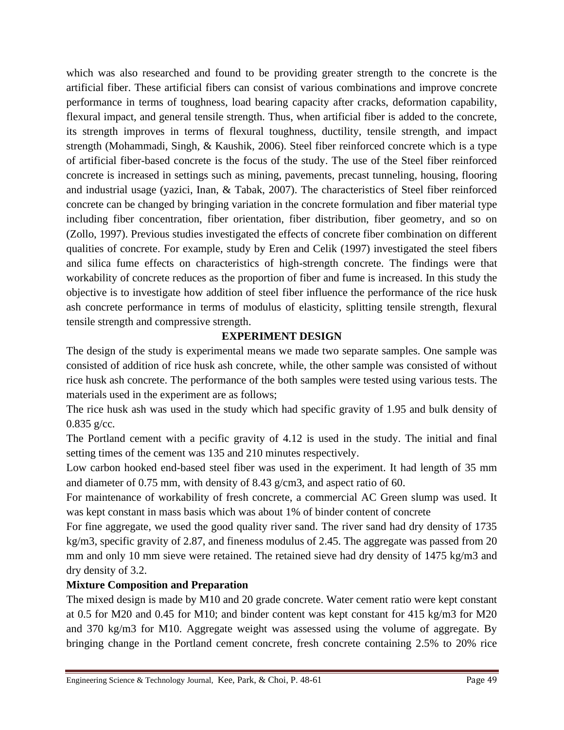which was also researched and found to be providing greater strength to the concrete is the artificial fiber. These artificial fibers can consist of various combinations and improve concrete performance in terms of toughness, load bearing capacity after cracks, deformation capability, flexural impact, and general tensile strength. Thus, when artificial fiber is added to the concrete, its strength improves in terms of flexural toughness, ductility, tensile strength, and impact strength (Mohammadi, Singh, & Kaushik, 2006). Steel fiber reinforced concrete which is a type of artificial fiber-based concrete is the focus of the study. The use of the Steel fiber reinforced concrete is increased in settings such as mining, pavements, precast tunneling, housing, flooring and industrial usage (yazici, Inan, & Tabak, 2007). The characteristics of Steel fiber reinforced concrete can be changed by bringing variation in the concrete formulation and fiber material type including fiber concentration, fiber orientation, fiber distribution, fiber geometry, and so on (Zollo, 1997). Previous studies investigated the effects of concrete fiber combination on different qualities of concrete. For example, study by Eren and Celik (1997) investigated the steel fibers and silica fume effects on characteristics of high-strength concrete. The findings were that workability of concrete reduces as the proportion of fiber and fume is increased. In this study the objective is to investigate how addition of steel fiber influence the performance of the rice husk ash concrete performance in terms of modulus of elasticity, splitting tensile strength, flexural tensile strength and compressive strength.

## EXPERIMENT DESIGN

The design of the study is experimental means we made two separate samples. One sample was consisted of addition of rice husk ash concrete, while, the other sample was consisted of without rice husk ash concrete. The performance of the both samples were tested using various tests. The materials used in the experiment are as follows;

The rice husk ash was used in the study which had specific gravity of 1.95 and bulk density of 0.835 g/cc.

The Portland cement with a pecific gravity of 4.12 is used in the study. The initial and final setting times of the cement was 135 and 210 minutes respectively.

Low carbon hooked end-based steel fiber was used in the experiment. It had length of 35 mm and diameter of 0.75 mm, with density of 8.43 g/cm3, and aspect ratio of 60.

For maintenance of workability of fresh concrete, a commercial AC Green slump was used. It was kept constant in mass basis which was about 1% of binder content of concrete

For fine aggregate, we used the good quality river sand. The river sand had dry density of 1735 kg/m3, specific gravity of 2.87, and fineness modulus of 2.45. The aggregate was passed from 20 mm and only 10 mm sieve were retained. The retained sieve had dry density of 1475 kg/m3 and dry density of 3.2.

### Mixture Composition and Preparation

The mixed design is made by M10 and 20 grade concrete. Water cement ratio were kept constant at 0.5 for M20 and 0.45 for M10; and binder content was kept constant for 415 kg/m3 for M20 and 370 kg/m3 for M10. Aggregate weight was assessed using the volume of aggregate. By bringing change in the Portland cement concrete, fresh concrete containing 2.5% to 20% rice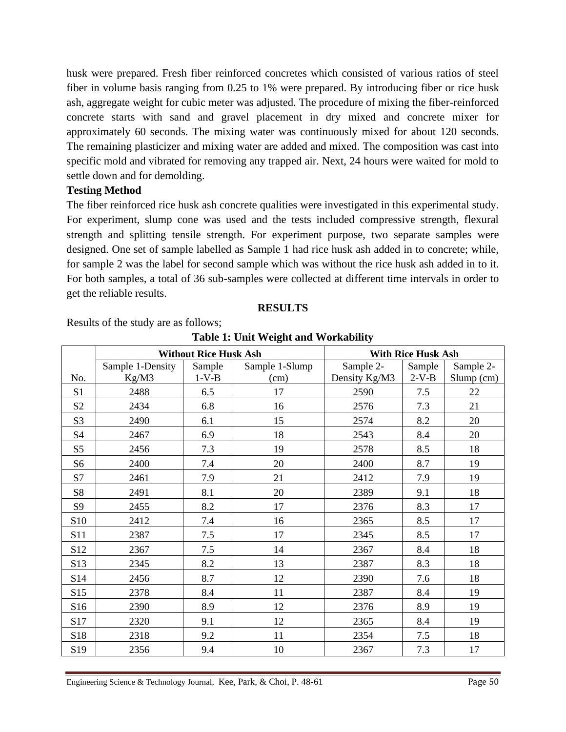husk were prepared. Fresh fiber reinforced concretes which consisted of various ratios of steel fiber in volume basis ranging from 0.25 to 1% were prepared. By introducing fiber or rice husk ash, aggregate weight for cubic meter was adjusted. The procedure of mixing the fiber-reinforced concrete starts with sand and gravel placement in dry mixed and concrete mixer for approximately 60 seconds. The mixing water was continuously mixed for about 120 seconds. The remaining plasticizer and mixing water are added and mixed. The composition was cast into specific mold and vibrated for removing any trapped air. Next, 24 hours were waited for mold to settle down and for demolding.

**Testing Method**

The fiber reinforced rice husk ash concrete qualities were investigated in this experimental study. For experiment, slump cone was used and the tests included compressive strength, flexural strength and splitting tensile strength. For experiment purpose, two separate samples were designed. One set of sample labelled as Sample 1 had rice husk ash added in to concrete; while, for sample 2 was the label for second sample which was without the rice husk ash added in to it. For both samples, a total of 36 sub-samples were collected at different time intervals in order to get the reliable results.

## RESULTS

Results of the study are as follows;

**Table 1: Unit Weight and Workability**

| | Without Rice Husk Ash | | | With Rice Husk Ash | | |
|---|---|---|---|---|---|---|
| No. | Sample 1-Density Kg/M3 | Sample 1-V-B | Sample 1-Slump (cm) | Sample 2-Density Kg/M3 | Sample 2-V-B | Sample 2-Slump (cm) |
| S1 | 2488 | 6.5 | 17 | 2590 | 7.5 | 22 |
| S2 | 2434 | 6.8 | 16 | 2576 | 7.3 | 21 |
| S3 | 2490 | 6.1 | 15 | 2574 | 8.2 | 20 |
| S4 | 2467 | 6.9 | 18 | 2543 | 8.4 | 20 |
| S5 | 2456 | 7.3 | 19 | 2578 | 8.5 | 18 |
| S6 | 2400 | 7.4 | 20 | 2400 | 8.7 | 19 |
| S7 | 2461 | 7.9 | 21 | 2412 | 7.9 | 19 |
| S8 | 2491 | 8.1 | 20 | 2389 | 9.1 | 18 |
| S9 | 2455 | 8.2 | 17 | 2376 | 8.3 | 17 |
| S10 | 2412 | 7.4 | 16 | 2365 | 8.5 | 17 |
| S11 | 2387 | 7.5 | 17 | 2345 | 8.5 | 17 |
| S12 | 2367 | 7.5 | 14 | 2367 | 8.4 | 18 |
| S13 | 2345 | 8.2 | 13 | 2387 | 8.3 | 18 |
| S14 | 2456 | 8.7 | 12 | 2390 | 7.6 | 18 |
| S15 | 2378 | 8.4 | 11 | 2387 | 8.4 | 19 |
| S16 | 2390 | 8.9 | 12 | 2376 | 8.9 | 19 |
| S17 | 2320 | 9.1 | 12 | 2365 | 8.4 | 19 |
| S18 | 2318 | 9.2 | 11 | 2354 | 7.5 | 18 |
| S19 | 2356 | 9.4 | 10 | 2367 | 7.3 | 17 |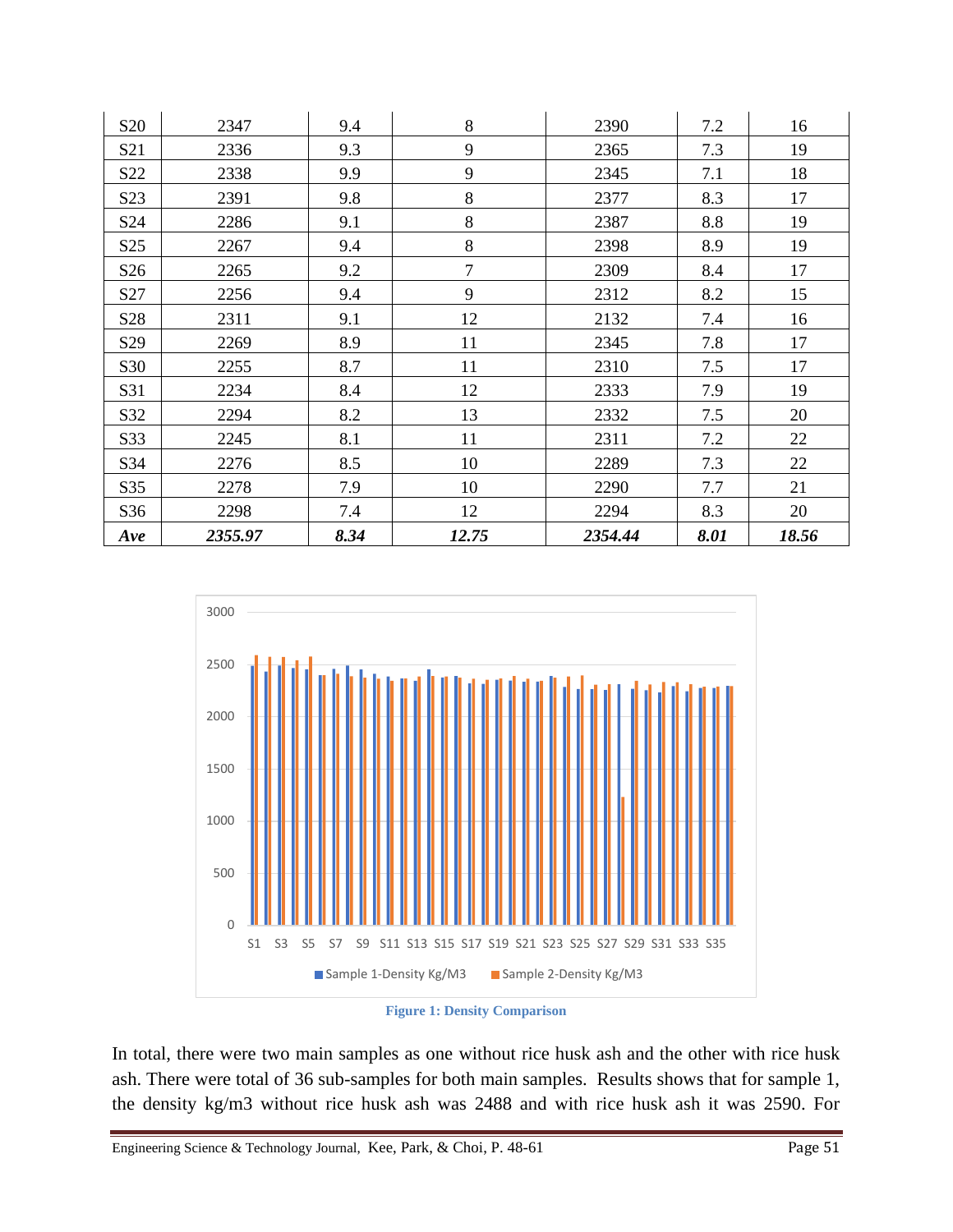| S20 | 2347 | 9.4 | 8 | 2390 | 7.2 | 16 |
|---|---|---|---|---|---|---|
| S21 | 2336 | 9.3 | 9 | 2365 | 7.3 | 19 |
| S22 | 2338 | 9.9 | 9 | 2345 | 7.1 | 18 |
| S23 | 2391 | 9.8 | 8 | 2377 | 8.3 | 17 |
| S24 | 2286 | 9.1 | 8 | 2387 | 8.8 | 19 |
| S25 | 2267 | 9.4 | 8 | 2398 | 8.9 | 19 |
| S26 | 2265 | 9.2 | 7 | 2309 | 8.4 | 17 |
| S27 | 2256 | 9.4 | 9 | 2312 | 8.2 | 15 |
| S28 | 2311 | 9.1 | 12 | 2132 | 7.4 | 16 |
| S29 | 2269 | 8.9 | 11 | 2345 | 7.8 | 17 |
| S30 | 2255 | 8.7 | 11 | 2310 | 7.5 | 17 |
| S31 | 2234 | 8.4 | 12 | 2333 | 7.9 | 19 |
| S32 | 2294 | 8.2 | 13 | 2332 | 7.5 | 20 |
| S33 | 2245 | 8.1 | 11 | 2311 | 7.2 | 22 |
| S34 | 2276 | 8.5 | 10 | 2289 | 7.3 | 22 |
| S35 | 2278 | 7.9 | 10 | 2290 | 7.7 | 21 |
| S36 | 2298 | 7.4 | 12 | 2294 | 8.3 | 20 |
| ***Ave*** | ***2355.97*** | ***8.34*** | ***12.75*** | ***2354.44*** | ***8.01*** | ***18.56*** |

**Figure 1: Density Comparison**

In total, there were two main samples as one without rice husk ash and the other with rice husk ash. There were total of 36 sub-samples for both main samples. Results shows that for sample 1, the density kg/m3 without rice husk ash was 2488 and with rice husk ash it was 2590. For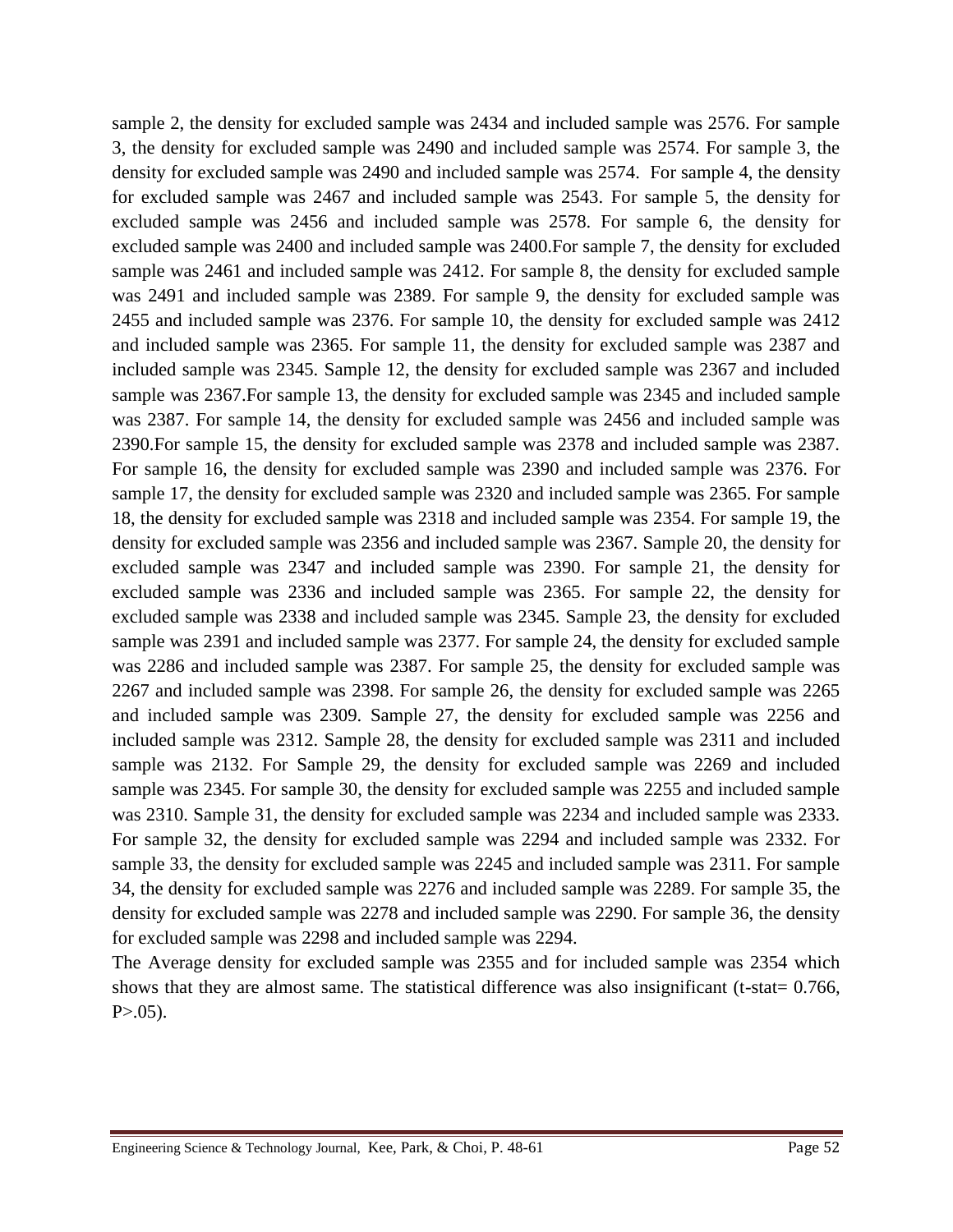sample 2, the density for excluded sample was 2434 and included sample was 2576. For sample 3, the density for excluded sample was 2490 and included sample was 2574. For sample 3, the density for excluded sample was 2490 and included sample was 2574.  For sample 4, the density for excluded sample was 2467 and included sample was 2543. For sample 5, the density for excluded sample was 2456 and included sample was 2578. For sample 6, the density for excluded sample was 2400 and included sample was 2400.For sample 7, the density for excluded sample was 2461 and included sample was 2412. For sample 8, the density for excluded sample was 2491 and included sample was 2389. For sample 9, the density for excluded sample was 2455 and included sample was 2376. For sample 10, the density for excluded sample was 2412 and included sample was 2365. For sample 11, the density for excluded sample was 2387 and included sample was 2345. Sample 12, the density for excluded sample was 2367 and included sample was 2367.For sample 13, the density for excluded sample was 2345 and included sample was 2387. For sample 14, the density for excluded sample was 2456 and included sample was 2390.For sample 15, the density for excluded sample was 2378 and included sample was 2387. For sample 16, the density for excluded sample was 2390 and included sample was 2376. For sample 17, the density for excluded sample was 2320 and included sample was 2365. For sample 18, the density for excluded sample was 2318 and included sample was 2354. For sample 19, the density for excluded sample was 2356 and included sample was 2367. Sample 20, the density for excluded sample was 2347 and included sample was 2390. For sample 21, the density for excluded sample was 2336 and included sample was 2365. For sample 22, the density for excluded sample was 2338 and included sample was 2345. Sample 23, the density for excluded sample was 2391 and included sample was 2377. For sample 24, the density for excluded sample was 2286 and included sample was 2387. For sample 25, the density for excluded sample was 2267 and included sample was 2398. For sample 26, the density for excluded sample was 2265 and included sample was 2309. Sample 27, the density for excluded sample was 2256 and included sample was 2312. Sample 28, the density for excluded sample was 2311 and included sample was 2132. For Sample 29, the density for excluded sample was 2269 and included sample was 2345. For sample 30, the density for excluded sample was 2255 and included sample was 2310. Sample 31, the density for excluded sample was 2234 and included sample was 2333. For sample 32, the density for excluded sample was 2294 and included sample was 2332. For sample 33, the density for excluded sample was 2245 and included sample was 2311. For sample 34, the density for excluded sample was 2276 and included sample was 2289. For sample 35, the density for excluded sample was 2278 and included sample was 2290. For sample 36, the density for excluded sample was 2298 and included sample was 2294.

The Average density for excluded sample was 2355 and for included sample was 2354 which shows that they are almost same. The statistical difference was also insignificant (t-stat= 0.766, $P>.05$).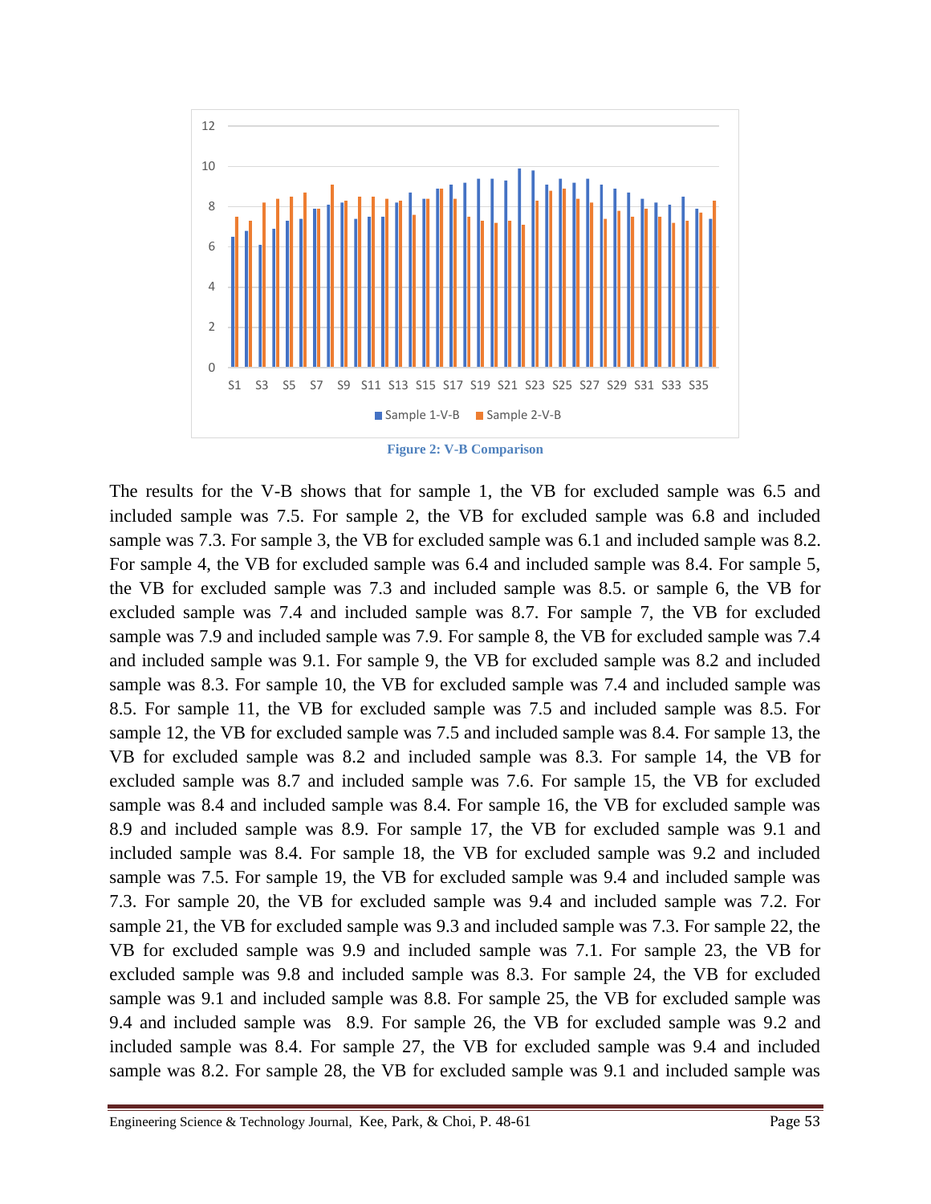Figure 2: V-B Comparison

The results for the V-B shows that for sample 1, the VB for excluded sample was 6.5 and included sample was 7.5. For sample 2, the VB for excluded sample was 6.8 and included sample was 7.3. For sample 3, the VB for excluded sample was 6.1 and included sample was 8.2. For sample 4, the VB for excluded sample was 6.4 and included sample was 8.4. For sample 5, the VB for excluded sample was 7.3 and included sample was 8.5. or sample 6, the VB for excluded sample was 7.4 and included sample was 8.7. For sample 7, the VB for excluded sample was 7.9 and included sample was 7.9. For sample 8, the VB for excluded sample was 7.4 and included sample was 9.1. For sample 9, the VB for excluded sample was 8.2 and included sample was 8.3. For sample 10, the VB for excluded sample was 7.4 and included sample was 8.5. For sample 11, the VB for excluded sample was 7.5 and included sample was 8.5. For sample 12, the VB for excluded sample was 7.5 and included sample was 8.4. For sample 13, the VB for excluded sample was 8.2 and included sample was 8.3. For sample 14, the VB for excluded sample was 8.7 and included sample was 7.6. For sample 15, the VB for excluded sample was 8.4 and included sample was 8.4. For sample 16, the VB for excluded sample was 8.9 and included sample was 8.9. For sample 17, the VB for excluded sample was 9.1 and included sample was 8.4. For sample 18, the VB for excluded sample was 9.2 and included sample was 7.5. For sample 19, the VB for excluded sample was 9.4 and included sample was 7.3. For sample 20, the VB for excluded sample was 9.4 and included sample was 7.2. For sample 21, the VB for excluded sample was 9.3 and included sample was 7.3. For sample 22, the VB for excluded sample was 9.9 and included sample was 7.1. For sample 23, the VB for excluded sample was 9.8 and included sample was 8.3. For sample 24, the VB for excluded sample was 9.1 and included sample was 8.8. For sample 25, the VB for excluded sample was 9.4 and included sample was 8.9. For sample 26, the VB for excluded sample was 9.2 and included sample was 8.4. For sample 27, the VB for excluded sample was 9.4 and included sample was 8.2. For sample 28, the VB for excluded sample was 9.1 and included sample was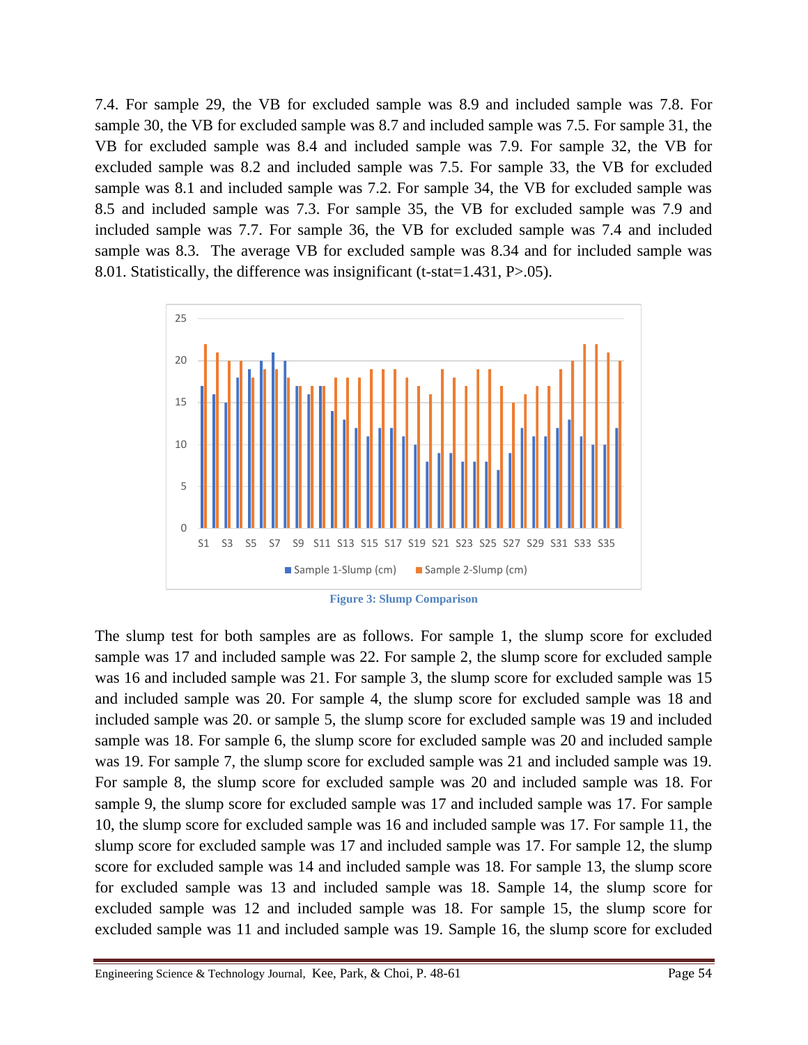7.4. For sample 29, the VB for excluded sample was 8.9 and included sample was 7.8. For sample 30, the VB for excluded sample was 8.7 and included sample was 7.5. For sample 31, the VB for excluded sample was 8.4 and included sample was 7.9. For sample 32, the VB for excluded sample was 8.2 and included sample was 7.5. For sample 33, the VB for excluded sample was 8.1 and included sample was 7.2. For sample 34, the VB for excluded sample was 8.5 and included sample was 7.3. For sample 35, the VB for excluded sample was 7.9 and included sample was 7.7. For sample 36, the VB for excluded sample was 7.4 and included sample was 8.3. The average VB for excluded sample was 8.34 and for included sample was 8.01. Statistically, the difference was insignificant (t-stat=1.431, $P>.05$).

**Figure 3: Slump Comparison**

The slump test for both samples are as follows. For sample 1, the slump score for excluded sample was 17 and included sample was 22. For sample 2, the slump score for excluded sample was 16 and included sample was 21. For sample 3, the slump score for excluded sample was 15 and included sample was 20. For sample 4, the slump score for excluded sample was 18 and included sample was 20. or sample 5, the slump score for excluded sample was 19 and included sample was 18. For sample 6, the slump score for excluded sample was 20 and included sample was 19. For sample 7, the slump score for excluded sample was 21 and included sample was 19. For sample 8, the slump score for excluded sample was 20 and included sample was 18. For sample 9, the slump score for excluded sample was 17 and included sample was 17. For sample 10, the slump score for excluded sample was 16 and included sample was 17. For sample 11, the slump score for excluded sample was 17 and included sample was 17. For sample 12, the slump score for excluded sample was 14 and included sample was 18. For sample 13, the slump score for excluded sample was 13 and included sample was 18. Sample 14, the slump score for excluded sample was 12 and included sample was 18. For sample 15, the slump score for excluded sample was 11 and included sample was 19. Sample 16, the slump score for excluded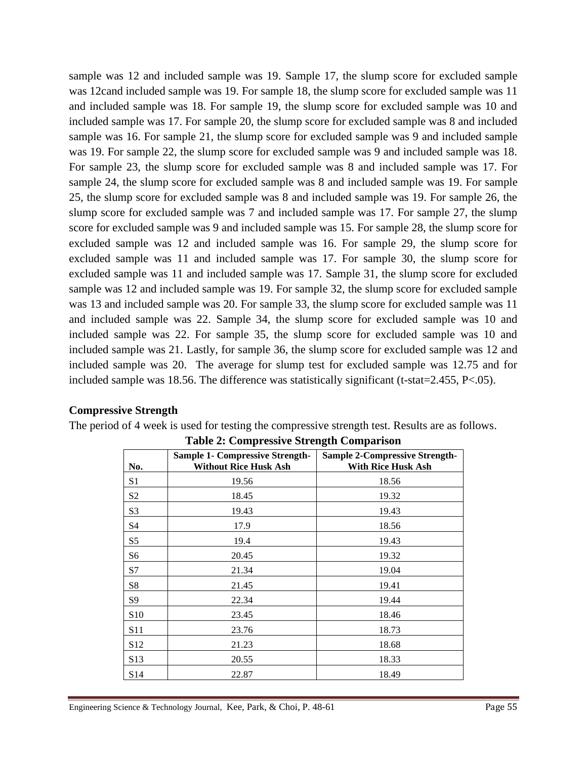sample was 12 and included sample was 19. Sample 17, the slump score for excluded sample was 12cand included sample was 19. For sample 18, the slump score for excluded sample was 11 and included sample was 18. For sample 19, the slump score for excluded sample was 10 and included sample was 17. For sample 20, the slump score for excluded sample was 8 and included sample was 16. For sample 21, the slump score for excluded sample was 9 and included sample was 19. For sample 22, the slump score for excluded sample was 9 and included sample was 18. For sample 23, the slump score for excluded sample was 8 and included sample was 17. For sample 24, the slump score for excluded sample was 8 and included sample was 19. For sample 25, the slump score for excluded sample was 8 and included sample was 19. For sample 26, the slump score for excluded sample was 7 and included sample was 17. For sample 27, the slump score for excluded sample was 9 and included sample was 15. For sample 28, the slump score for excluded sample was 12 and included sample was 16. For sample 29, the slump score for excluded sample was 11 and included sample was 17. For sample 30, the slump score for excluded sample was 11 and included sample was 17. Sample 31, the slump score for excluded sample was 12 and included sample was 19. For sample 32, the slump score for excluded sample was 13 and included sample was 20. For sample 33, the slump score for excluded sample was 11 and included sample was 22. Sample 34, the slump score for excluded sample was 10 and included sample was 22. For sample 35, the slump score for excluded sample was 10 and included sample was 21. Lastly, for sample 36, the slump score for excluded sample was 12 and included sample was 20. The average for slump test for excluded sample was 12.75 and for included sample was 18.56. The difference was statistically significant (t-stat=2.455, $P<.05$).

### Compressive Strength

The period of 4 week is used for testing the compressive strength test. Results are as follows.

**Table 2: Compressive Strength Comparison**

| No. | Sample 1- Compressive Strength-Without Rice Husk Ash | Sample 2-Compressive Strength-With Rice Husk Ash |
|---|---|---|
| S1 | 19.56 | 18.56 |
| S2 | 18.45 | 19.32 |
| S3 | 19.43 | 19.43 |
| S4 | 17.9 | 18.56 |
| S5 | 19.4 | 19.43 |
| S6 | 20.45 | 19.32 |
| S7 | 21.34 | 19.04 |
| S8 | 21.45 | 19.41 |
| S9 | 22.34 | 19.44 |
| S10 | 23.45 | 18.46 |
| S11 | 23.76 | 18.73 |
| S12 | 21.23 | 18.68 |
| S13 | 20.55 | 18.33 |
| S14 | 22.87 | 18.49 |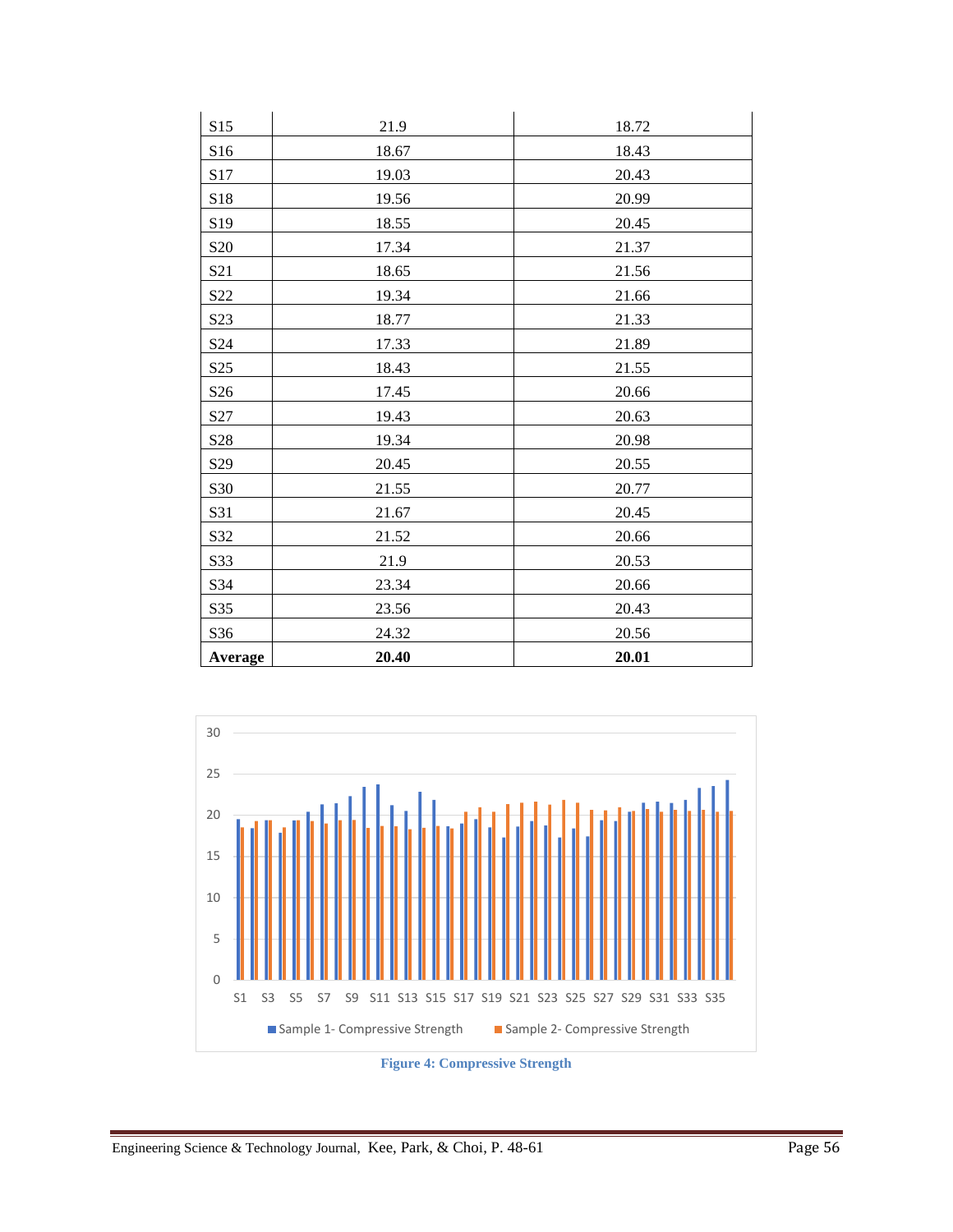| S15 | 21.9 | 18.72 |
|---|---|---|
| S16 | 18.67 | 18.43 |
| S17 | 19.03 | 20.43 |
| S18 | 19.56 | 20.99 |
| S19 | 18.55 | 20.45 |
| S20 | 17.34 | 21.37 |
| S21 | 18.65 | 21.56 |
| S22 | 19.34 | 21.66 |
| S23 | 18.77 | 21.33 |
| S24 | 17.33 | 21.89 |
| S25 | 18.43 | 21.55 |
| S26 | 17.45 | 20.66 |
| S27 | 19.43 | 20.63 |
| S28 | 19.34 | 20.98 |
| S29 | 20.45 | 20.55 |
| S30 | 21.55 | 20.77 |
| S31 | 21.67 | 20.45 |
| S32 | 21.52 | 20.66 |
| S33 | 21.9 | 20.53 |
| S34 | 23.34 | 20.66 |
| S35 | 23.56 | 20.43 |
| S36 | 24.32 | 20.56 |
| **Average** | **20.40** | **20.01** |

**Figure 4: Compressive Strength**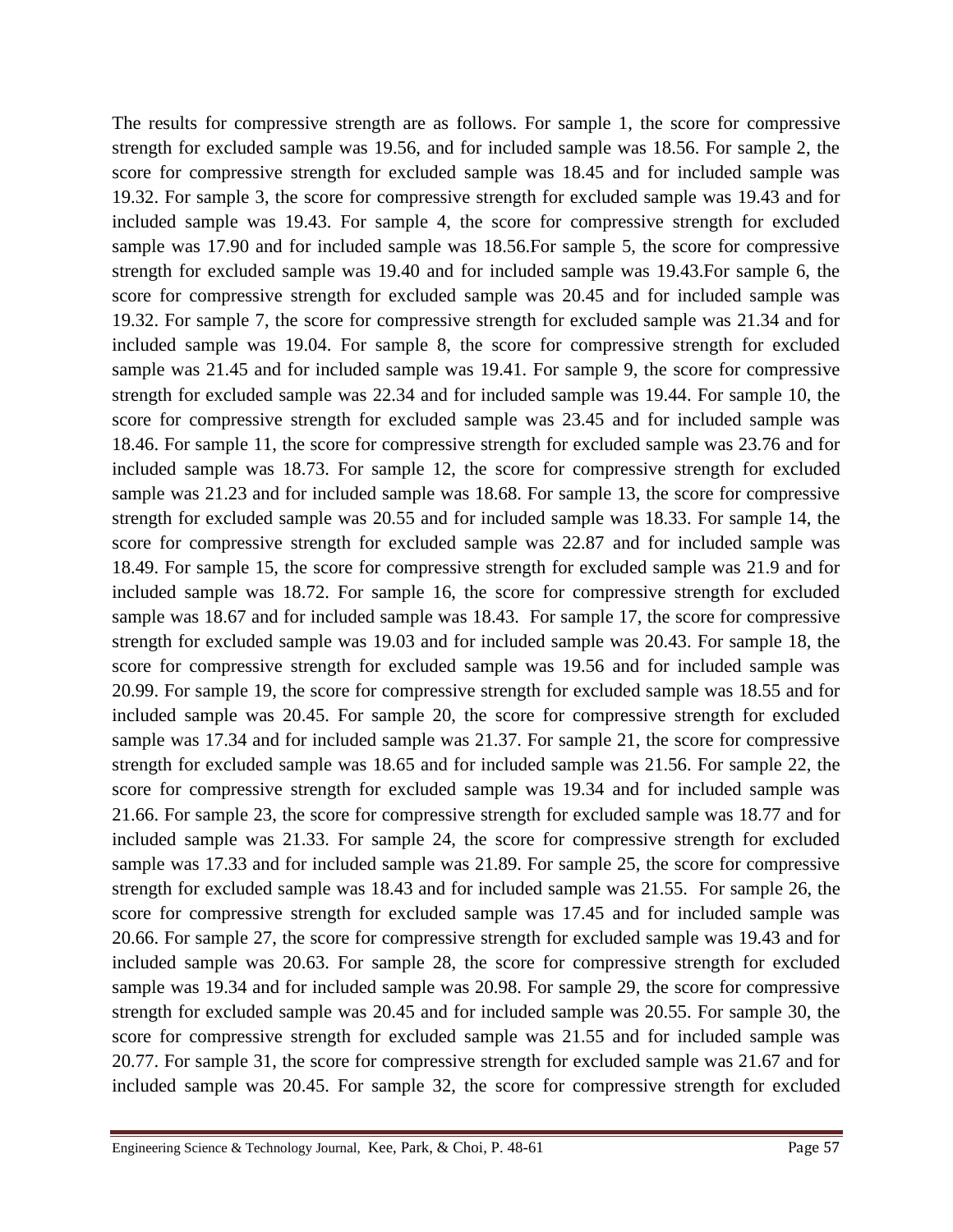The results for compressive strength are as follows. For sample 1, the score for compressive strength for excluded sample was 19.56, and for included sample was 18.56. For sample 2, the score for compressive strength for excluded sample was 18.45 and for included sample was 19.32. For sample 3, the score for compressive strength for excluded sample was 19.43 and for included sample was 19.43. For sample 4, the score for compressive strength for excluded sample was 17.90 and for included sample was 18.56.For sample 5, the score for compressive strength for excluded sample was 19.40 and for included sample was 19.43.For sample 6, the score for compressive strength for excluded sample was 20.45 and for included sample was 19.32. For sample 7, the score for compressive strength for excluded sample was 21.34 and for included sample was 19.04. For sample 8, the score for compressive strength for excluded sample was 21.45 and for included sample was 19.41. For sample 9, the score for compressive strength for excluded sample was 22.34 and for included sample was 19.44. For sample 10, the score for compressive strength for excluded sample was 23.45 and for included sample was 18.46. For sample 11, the score for compressive strength for excluded sample was 23.76 and for included sample was 18.73. For sample 12, the score for compressive strength for excluded sample was 21.23 and for included sample was 18.68. For sample 13, the score for compressive strength for excluded sample was 20.55 and for included sample was 18.33. For sample 14, the score for compressive strength for excluded sample was 22.87 and for included sample was 18.49. For sample 15, the score for compressive strength for excluded sample was 21.9 and for included sample was 18.72. For sample 16, the score for compressive strength for excluded sample was 18.67 and for included sample was 18.43. For sample 17, the score for compressive strength for excluded sample was 19.03 and for included sample was 20.43. For sample 18, the score for compressive strength for excluded sample was 19.56 and for included sample was 20.99. For sample 19, the score for compressive strength for excluded sample was 18.55 and for included sample was 20.45. For sample 20, the score for compressive strength for excluded sample was 17.34 and for included sample was 21.37. For sample 21, the score for compressive strength for excluded sample was 18.65 and for included sample was 21.56. For sample 22, the score for compressive strength for excluded sample was 19.34 and for included sample was 21.66. For sample 23, the score for compressive strength for excluded sample was 18.77 and for included sample was 21.33. For sample 24, the score for compressive strength for excluded sample was 17.33 and for included sample was 21.89. For sample 25, the score for compressive strength for excluded sample was 18.43 and for included sample was 21.55. For sample 26, the score for compressive strength for excluded sample was 17.45 and for included sample was 20.66. For sample 27, the score for compressive strength for excluded sample was 19.43 and for included sample was 20.63. For sample 28, the score for compressive strength for excluded sample was 19.34 and for included sample was 20.98. For sample 29, the score for compressive strength for excluded sample was 20.45 and for included sample was 20.55. For sample 30, the score for compressive strength for excluded sample was 21.55 and for included sample was 20.77. For sample 31, the score for compressive strength for excluded sample was 21.67 and for included sample was 20.45. For sample 32, the score for compressive strength for excluded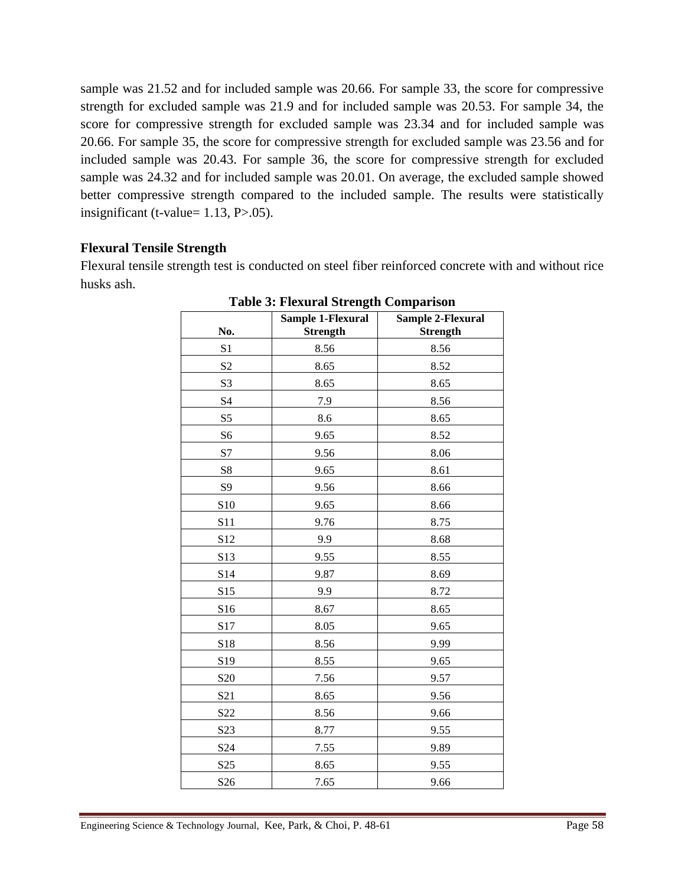sample was 21.52 and for included sample was 20.66. For sample 33, the score for compressive strength for excluded sample was 21.9 and for included sample was 20.53. For sample 34, the score for compressive strength for excluded sample was 23.34 and for included sample was 20.66. For sample 35, the score for compressive strength for excluded sample was 23.56 and for included sample was 20.43. For sample 36, the score for compressive strength for excluded sample was 24.32 and for included sample was 20.01. On average, the excluded sample showed better compressive strength compared to the included sample. The results were statistically insignificant (t-value= 1.13, P>.05).

### Flexural Tensile Strength

Flexural tensile strength test is conducted on steel fiber reinforced concrete with and without rice husks ash.

**Table 3: Flexural Strength Comparison**

| No. | Sample 1-Flexural Strength | Sample 2-Flexural Strength |
|---|---|---|
| S1 | 8.56 | 8.56 |
| S2 | 8.65 | 8.52 |
| S3 | 8.65 | 8.65 |
| S4 | 7.9 | 8.56 |
| S5 | 8.6 | 8.65 |
| S6 | 9.65 | 8.52 |
| S7 | 9.56 | 8.06 |
| S8 | 9.65 | 8.61 |
| S9 | 9.56 | 8.66 |
| S10 | 9.65 | 8.66 |
| S11 | 9.76 | 8.75 |
| S12 | 9.9 | 8.68 |
| S13 | 9.55 | 8.55 |
| S14 | 9.87 | 8.69 |
| S15 | 9.9 | 8.72 |
| S16 | 8.67 | 8.65 |
| S17 | 8.05 | 9.65 |
| S18 | 8.56 | 9.99 |
| S19 | 8.55 | 9.65 |
| S20 | 7.56 | 9.57 |
| S21 | 8.65 | 9.56 |
| S22 | 8.56 | 9.66 |
| S23 | 8.77 | 9.55 |
| S24 | 7.55 | 9.89 |
| S25 | 8.65 | 9.55 |
| S26 | 7.65 | 9.66 |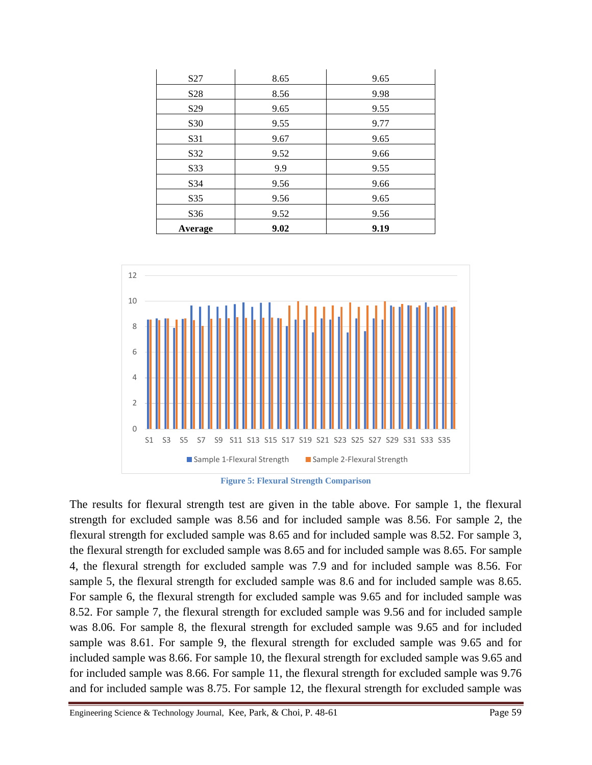| | | |
|---|---|---|
| S27 | 8.65 | 9.65 |
| S28 | 8.56 | 9.98 |
| S29 | 9.65 | 9.55 |
| S30 | 9.55 | 9.77 |
| S31 | 9.67 | 9.65 |
| S32 | 9.52 | 9.66 |
| S33 | 9.9 | 9.55 |
| S34 | 9.56 | 9.66 |
| S35 | 9.56 | 9.65 |
| S36 | 9.52 | 9.56 |
| **Average** | **9.02** | **9.19** |

**Figure 5: Flexural Strength Comparison**

The results for flexural strength test are given in the table above. For sample 1, the flexural strength for excluded sample was 8.56 and for included sample was 8.56. For sample 2, the flexural strength for excluded sample was 8.65 and for included sample was 8.52. For sample 3, the flexural strength for excluded sample was 8.65 and for included sample was 8.65. For sample 4, the flexural strength for excluded sample was 7.9 and for included sample was 8.56. For sample 5, the flexural strength for excluded sample was 8.6 and for included sample was 8.65. For sample 6, the flexural strength for excluded sample was 9.65 and for included sample was 8.52. For sample 7, the flexural strength for excluded sample was 9.56 and for included sample was 8.06. For sample 8, the flexural strength for excluded sample was 9.65 and for included sample was 8.61. For sample 9, the flexural strength for excluded sample was 9.65 and for included sample was 8.66. For sample 10, the flexural strength for excluded sample was 9.65 and for included sample was 8.66. For sample 11, the flexural strength for excluded sample was 9.76 and for included sample was 8.75. For sample 12, the flexural strength for excluded sample was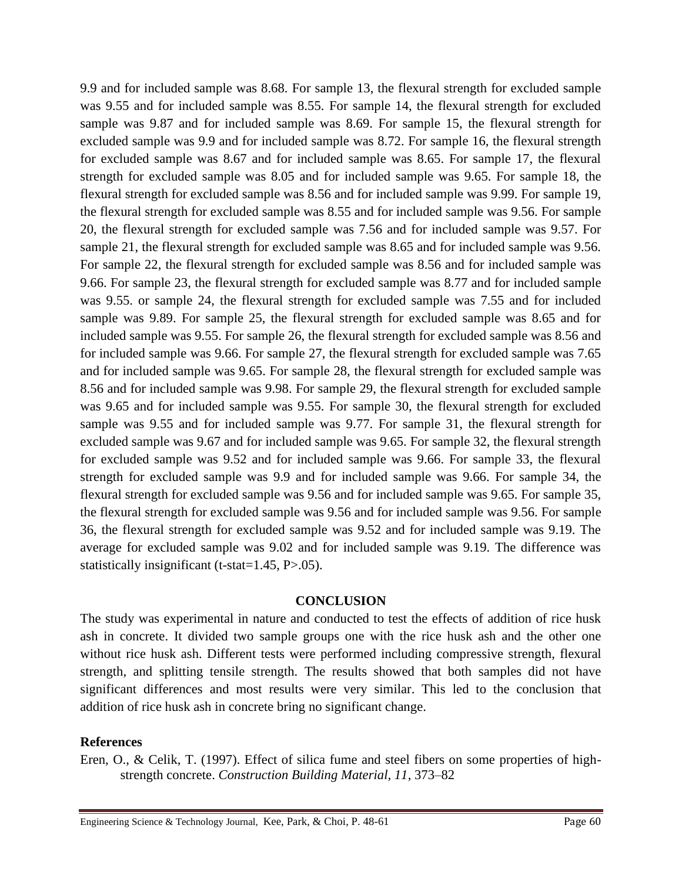9.9 and for included sample was 8.68. For sample 13, the flexural strength for excluded sample was 9.55 and for included sample was 8.55. For sample 14, the flexural strength for excluded sample was 9.87 and for included sample was 8.69. For sample 15, the flexural strength for excluded sample was 9.9 and for included sample was 8.72. For sample 16, the flexural strength for excluded sample was 8.67 and for included sample was 8.65. For sample 17, the flexural strength for excluded sample was 8.05 and for included sample was 9.65. For sample 18, the flexural strength for excluded sample was 8.56 and for included sample was 9.99. For sample 19, the flexural strength for excluded sample was 8.55 and for included sample was 9.56. For sample 20, the flexural strength for excluded sample was 7.56 and for included sample was 9.57. For sample 21, the flexural strength for excluded sample was 8.65 and for included sample was 9.56. For sample 22, the flexural strength for excluded sample was 8.56 and for included sample was 9.66. For sample 23, the flexural strength for excluded sample was 8.77 and for included sample was 9.55. or sample 24, the flexural strength for excluded sample was 7.55 and for included sample was 9.89. For sample 25, the flexural strength for excluded sample was 8.65 and for included sample was 9.55. For sample 26, the flexural strength for excluded sample was 8.56 and for included sample was 9.66. For sample 27, the flexural strength for excluded sample was 7.65 and for included sample was 9.65. For sample 28, the flexural strength for excluded sample was 8.56 and for included sample was 9.98. For sample 29, the flexural strength for excluded sample was 9.65 and for included sample was 9.55. For sample 30, the flexural strength for excluded sample was 9.55 and for included sample was 9.77. For sample 31, the flexural strength for excluded sample was 9.67 and for included sample was 9.65. For sample 32, the flexural strength for excluded sample was 9.52 and for included sample was 9.66. For sample 33, the flexural strength for excluded sample was 9.9 and for included sample was 9.66. For sample 34, the flexural strength for excluded sample was 9.56 and for included sample was 9.65. For sample 35, the flexural strength for excluded sample was 9.56 and for included sample was 9.56. For sample 36, the flexural strength for excluded sample was 9.52 and for included sample was 9.19. The average for excluded sample was 9.02 and for included sample was 9.19. The difference was statistically insignificant (t-stat=1.45, $P>.05$).

## CONCLUSION

The study was experimental in nature and conducted to test the effects of addition of rice husk ash in concrete. It divided two sample groups one with the rice husk ash and the other one without rice husk ash. Different tests were performed including compressive strength, flexural strength, and splitting tensile strength. The results showed that both samples did not have significant differences and most results were very similar. This led to the conclusion that addition of rice husk ash in concrete bring no significant change.

## References

Eren, O., & Celik, T. (1997). Effect of silica fume and steel fibers on some properties of high-strength concrete. *Construction Building Material, 11*, 373–82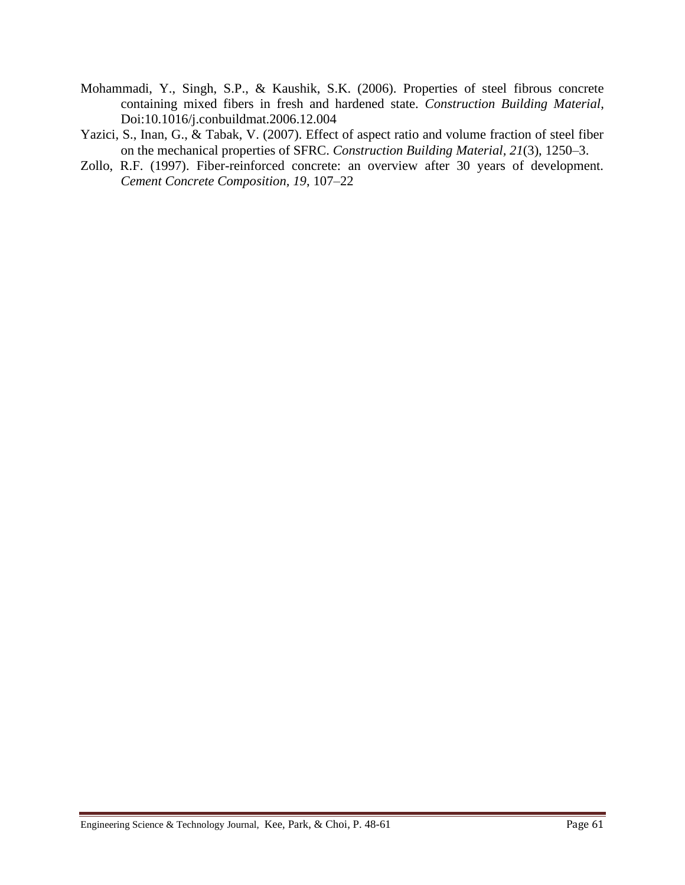Mohammadi, Y., Singh, S.P., & Kaushik, S.K. (2006). Properties of steel fibrous concrete containing mixed fibers in fresh and hardened state. *Construction Building Material*, Doi:10.1016/j.conbuildmat.2006.12.004

Yazici, S., Inan, G., & Tabak, V. (2007). Effect of aspect ratio and volume fraction of steel fiber on the mechanical properties of SFRC. *Construction Building Material, 21*(3), 1250–3.

Zollo, R.F. (1997). Fiber-reinforced concrete: an overview after 30 years of development. *Cement Concrete Composition, 19*, 107–22